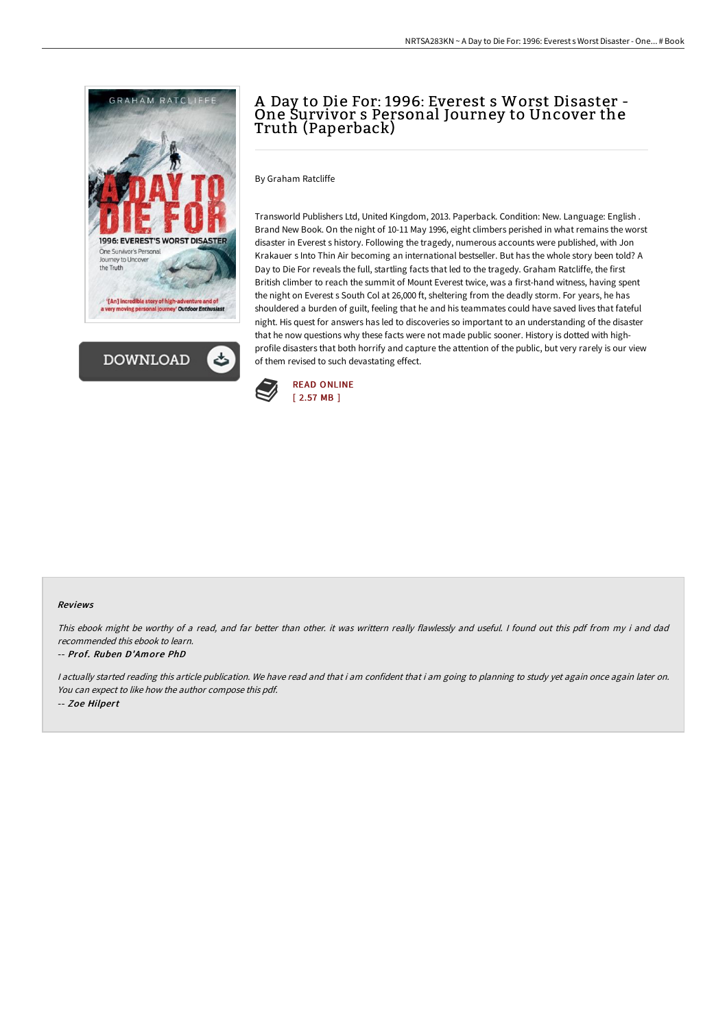# A Day to Die For: 1996: Everest s Worst Disaster - One Survivor s Personal Journey to Uncover the Truth (Paperback)

By Graham Ratcliffe

Transworld Publishers Ltd, United Kingdom, 2013. Paperback. Condition: New. Language: English . Brand New Book. On the night of 10-11 May 1996, eight climbers perished in what remains the worst disaster in Everest s history. Following the tragedy, numerous accounts were published, with Jon Krakauer s Into Thin Air becoming an international bestseller. But has the whole story been told? A Day to Die For reveals the full, startling facts that led to the tragedy. Graham Ratcliffe, the first British climber to reach the summit of Mount Everest twice, was a first-hand witness, having spent the night on Everest s South Col at 26,000 ft, sheltering from the deadly storm. For years, he has shouldered a burden of guilt, feeling that he and his teammates could have saved lives that fateful night. His quest for answers has led to discoveries so important to an understanding of the disaster that he now questions why these facts were not made public sooner. History is dotted with high-profile disasters that both horrify and capture the attention of the public, but very rarely is our view of them revised to such devastating effect.

READ ONLINE
[ 2.57 MB ]

#### Reviews

*This ebook might be worthy of a read, and far better than other. it was writtern really flawlessly and useful. I found out this pdf from my i and dad recommended this ebook to learn.*

*-- Prof. Ruben D'Amore PhD*

*I actually started reading this article publication. We have read and that i am confident that i am going to planning to study yet again once again later on. You can expect to like how the author compose this pdf.*

*-- Zoe Hilpert*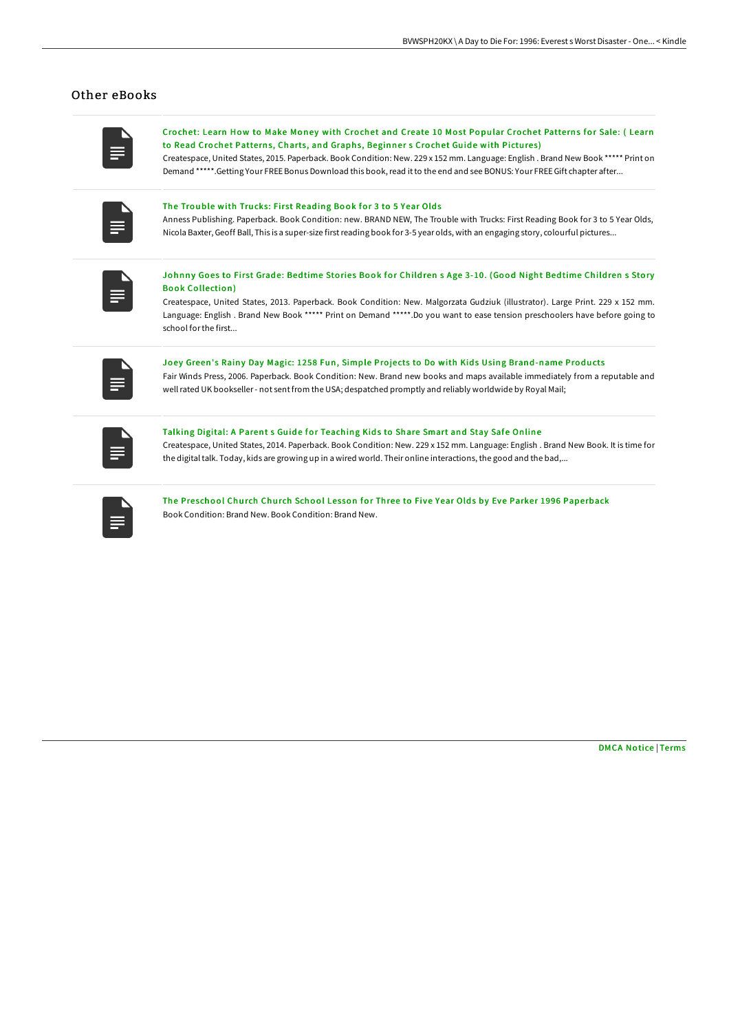## Other eBooks

**Crochet: Learn How to Make Money with Crochet and Create 10 Most Popular Crochet Patterns for Sale: ( Learn to Read Crochet Patterns, Charts, and Graphs, Beginner s Crochet Guide with Pictures)**

Createspace, United States, 2015. Paperback. Book Condition: New. 229 x 152 mm. Language: English . Brand New Book ***** Print on Demand *****.Getting Your FREE Bonus Download this book, read it to the end and see BONUS: Your FREE Gift chapter after...

**The Trouble with Trucks: First Reading Book for 3 to 5 Year Olds**

Anness Publishing. Paperback. Book Condition: new. BRAND NEW, The Trouble with Trucks: First Reading Book for 3 to 5 Year Olds, Nicola Baxter, Geoff Ball, This is a super-size first reading book for 3-5 year olds, with an engaging story, colourful pictures...

**Johnny Goes to First Grade: Bedtime Stories Book for Children s Age 3-10. (Good Night Bedtime Children s Story Book Collection)**

Createspace, United States, 2013. Paperback. Book Condition: New. Malgorzata Gudziuk (illustrator). Large Print. 229 x 152 mm. Language: English . Brand New Book ***** Print on Demand *****.Do you want to ease tension preschoolers have before going to school for the first...

**Joey Green's Rainy Day Magic: 1258 Fun, Simple Projects to Do with Kids Using Brand-name Products**

Fair Winds Press, 2006. Paperback. Book Condition: New. Brand new books and maps available immediately from a reputable and well rated UK bookseller - not sent from the USA; despatched promptly and reliably worldwide by Royal Mail;

**Talking Digital: A Parent s Guide for Teaching Kids to Share Smart and Stay Safe Online**

Createspace, United States, 2014. Paperback. Book Condition: New. 229 x 152 mm. Language: English . Brand New Book. It is time for the digital talk. Today, kids are growing up in a wired world. Their online interactions, the good and the bad,...

**The Preschool Church Church School Lesson for Three to Five Year Olds by Eve Parker 1996 Paperback**

Book Condition: Brand New. Book Condition: Brand New.